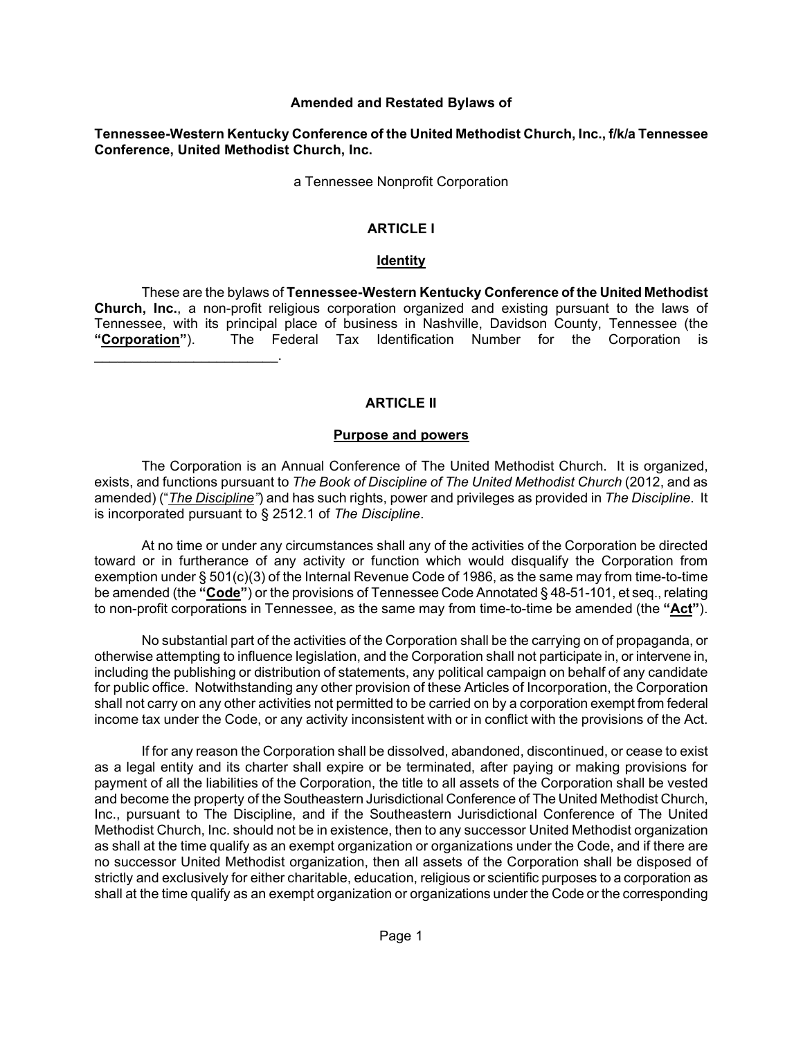**Amended and Restated Bylaws of**

**Tennessee-Western Kentucky Conference of the United Methodist Church, Inc., f/k/a Tennessee Conference, United Methodist Church, Inc.**

a Tennessee Nonprofit Corporation

# ARTICLE I

## Identity

These are the bylaws of **Tennessee-Western Kentucky Conference of the United Methodist Church, Inc.**, a non-profit religious corporation organized and existing pursuant to the laws of Tennessee, with its principal place of business in Nashville, Davidson County, Tennessee (the **"Corporation"**). The Federal Tax Identification Number for the Corporation is ________________________.

# ARTICLE II

## Purpose and powers

The Corporation is an Annual Conference of The United Methodist Church. It is organized, exists, and functions pursuant to *The Book of Discipline of The United Methodist Church* (2012, and as amended) ("*The Discipline*") and has such rights, power and privileges as provided in *The Discipline*. It is incorporated pursuant to § 2512.1 of *The Discipline*.

At no time or under any circumstances shall any of the activities of the Corporation be directed toward or in furtherance of any activity or function which would disqualify the Corporation from exemption under § 501(c)(3) of the Internal Revenue Code of 1986, as the same may from time-to-time be amended (the **"Code"**) or the provisions of Tennessee Code Annotated § 48-51-101, et seq., relating to non-profit corporations in Tennessee, as the same may from time-to-time be amended (the **"Act"**).

No substantial part of the activities of the Corporation shall be the carrying on of propaganda, or otherwise attempting to influence legislation, and the Corporation shall not participate in, or intervene in, including the publishing or distribution of statements, any political campaign on behalf of any candidate for public office. Notwithstanding any other provision of these Articles of Incorporation, the Corporation shall not carry on any other activities not permitted to be carried on by a corporation exempt from federal income tax under the Code, or any activity inconsistent with or in conflict with the provisions of the Act.

If for any reason the Corporation shall be dissolved, abandoned, discontinued, or cease to exist as a legal entity and its charter shall expire or be terminated, after paying or making provisions for payment of all the liabilities of the Corporation, the title to all assets of the Corporation shall be vested and become the property of the Southeastern Jurisdictional Conference of The United Methodist Church, Inc., pursuant to The Discipline, and if the Southeastern Jurisdictional Conference of The United Methodist Church, Inc. should not be in existence, then to any successor United Methodist organization as shall at the time qualify as an exempt organization or organizations under the Code, and if there are no successor United Methodist organization, then all assets of the Corporation shall be disposed of strictly and exclusively for either charitable, education, religious or scientific purposes to a corporation as shall at the time qualify as an exempt organization or organizations under the Code or the corresponding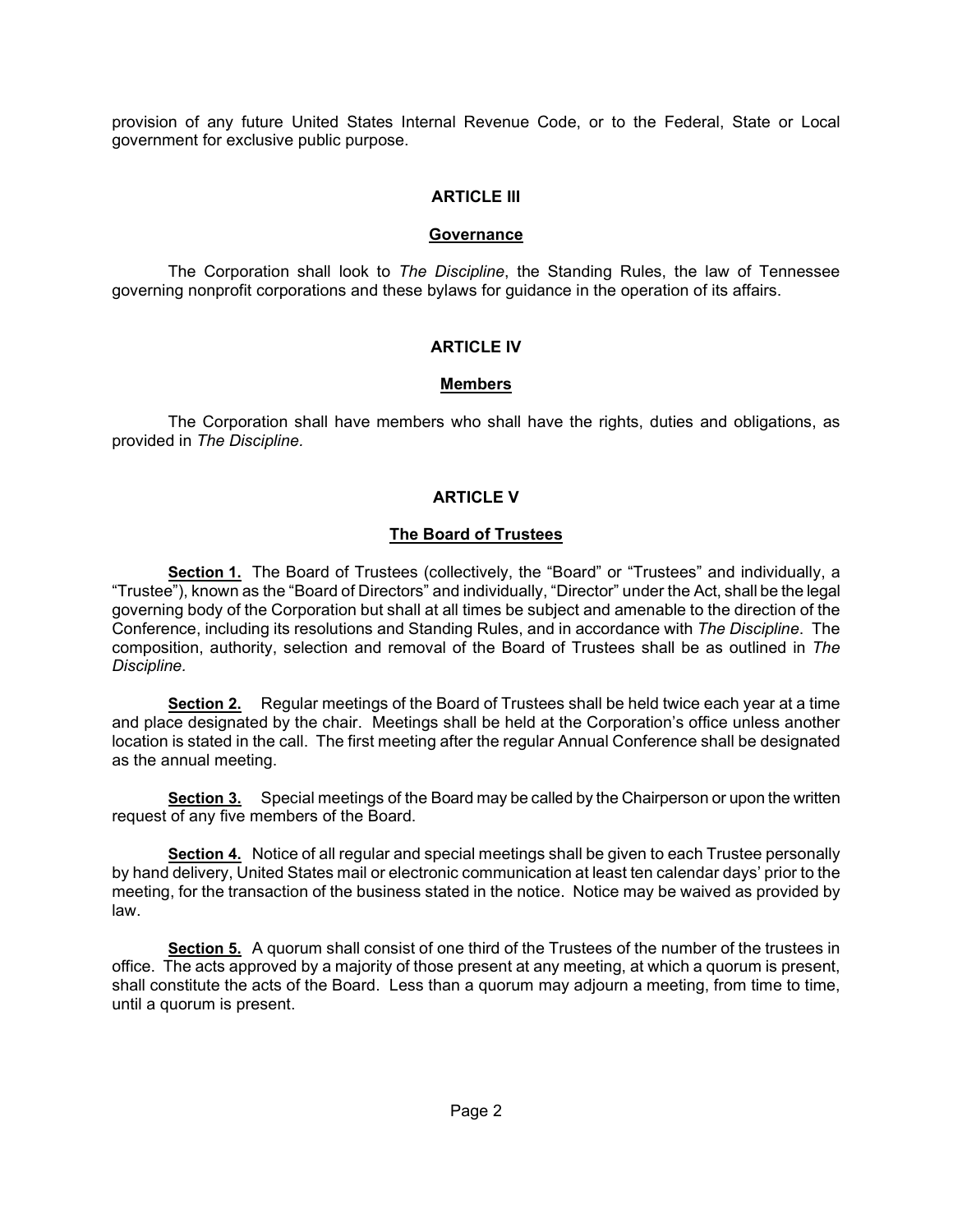provision of any future United States Internal Revenue Code, or to the Federal, State or Local government for exclusive public purpose.

## ARTICLE III

### Governance

The Corporation shall look to *The Discipline*, the Standing Rules, the law of Tennessee governing nonprofit corporations and these bylaws for guidance in the operation of its affairs.

## ARTICLE IV

### Members

The Corporation shall have members who shall have the rights, duties and obligations, as provided in *The Discipline.*

## ARTICLE V

### The Board of Trustees

**Section 1.** The Board of Trustees (collectively, the "Board" or "Trustees" and individually, a "Trustee"), known as the "Board of Directors" and individually, "Director" under the Act, shall be the legal governing body of the Corporation but shall at all times be subject and amenable to the direction of the Conference, including its resolutions and Standing Rules, and in accordance with *The Discipline*. The composition, authority, selection and removal of the Board of Trustees shall be as outlined in *The Discipline.*

**Section 2.** Regular meetings of the Board of Trustees shall be held twice each year at a time and place designated by the chair. Meetings shall be held at the Corporation's office unless another location is stated in the call. The first meeting after the regular Annual Conference shall be designated as the annual meeting.

**Section 3.** Special meetings of the Board may be called by the Chairperson or upon the written request of any five members of the Board.

**Section 4.** Notice of all regular and special meetings shall be given to each Trustee personally by hand delivery, United States mail or electronic communication at least ten calendar days' prior to the meeting, for the transaction of the business stated in the notice. Notice may be waived as provided by law.

**Section 5.** A quorum shall consist of one third of the Trustees of the number of the trustees in office. The acts approved by a majority of those present at any meeting, at which a quorum is present, shall constitute the acts of the Board. Less than a quorum may adjourn a meeting, from time to time, until a quorum is present.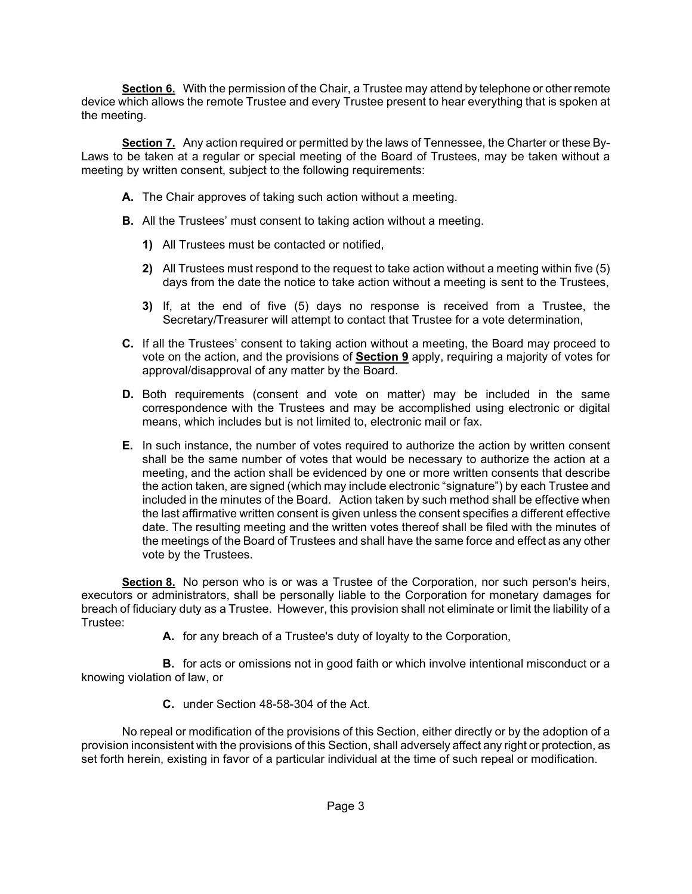**Section 6.** With the permission of the Chair, a Trustee may attend by telephone or other remote device which allows the remote Trustee and every Trustee present to hear everything that is spoken at the meeting.

**Section 7.** Any action required or permitted by the laws of Tennessee, the Charter or these By-Laws to be taken at a regular or special meeting of the Board of Trustees, may be taken without a meeting by written consent, subject to the following requirements:

**A.** The Chair approves of taking such action without a meeting.

**B.** All the Trustees' must consent to taking action without a meeting.

- **1)** All Trustees must be contacted or notified,
- **2)** All Trustees must respond to the request to take action without a meeting within five (5) days from the date the notice to take action without a meeting is sent to the Trustees,
- **3)** If, at the end of five (5) days no response is received from a Trustee, the Secretary/Treasurer will attempt to contact that Trustee for a vote determination,

**C.** If all the Trustees' consent to taking action without a meeting, the Board may proceed to vote on the action, and the provisions of **Section 9** apply, requiring a majority of votes for approval/disapproval of any matter by the Board.

**D.** Both requirements (consent and vote on matter) may be included in the same correspondence with the Trustees and may be accomplished using electronic or digital means, which includes but is not limited to, electronic mail or fax.

**E.** In such instance, the number of votes required to authorize the action by written consent shall be the same number of votes that would be necessary to authorize the action at a meeting, and the action shall be evidenced by one or more written consents that describe the action taken, are signed (which may include electronic "signature") by each Trustee and included in the minutes of the Board. Action taken by such method shall be effective when the last affirmative written consent is given unless the consent specifies a different effective date. The resulting meeting and the written votes thereof shall be filed with the minutes of the meetings of the Board of Trustees and shall have the same force and effect as any other vote by the Trustees.

**Section 8.** No person who is or was a Trustee of the Corporation, nor such person's heirs, executors or administrators, shall be personally liable to the Corporation for monetary damages for breach of fiduciary duty as a Trustee. However, this provision shall not eliminate or limit the liability of a Trustee:

**A.** for any breach of a Trustee's duty of loyalty to the Corporation,

**B.** for acts or omissions not in good faith or which involve intentional misconduct or a knowing violation of law, or

**C.** under Section 48-58-304 of the Act.

No repeal or modification of the provisions of this Section, either directly or by the adoption of a provision inconsistent with the provisions of this Section, shall adversely affect any right or protection, as set forth herein, existing in favor of a particular individual at the time of such repeal or modification.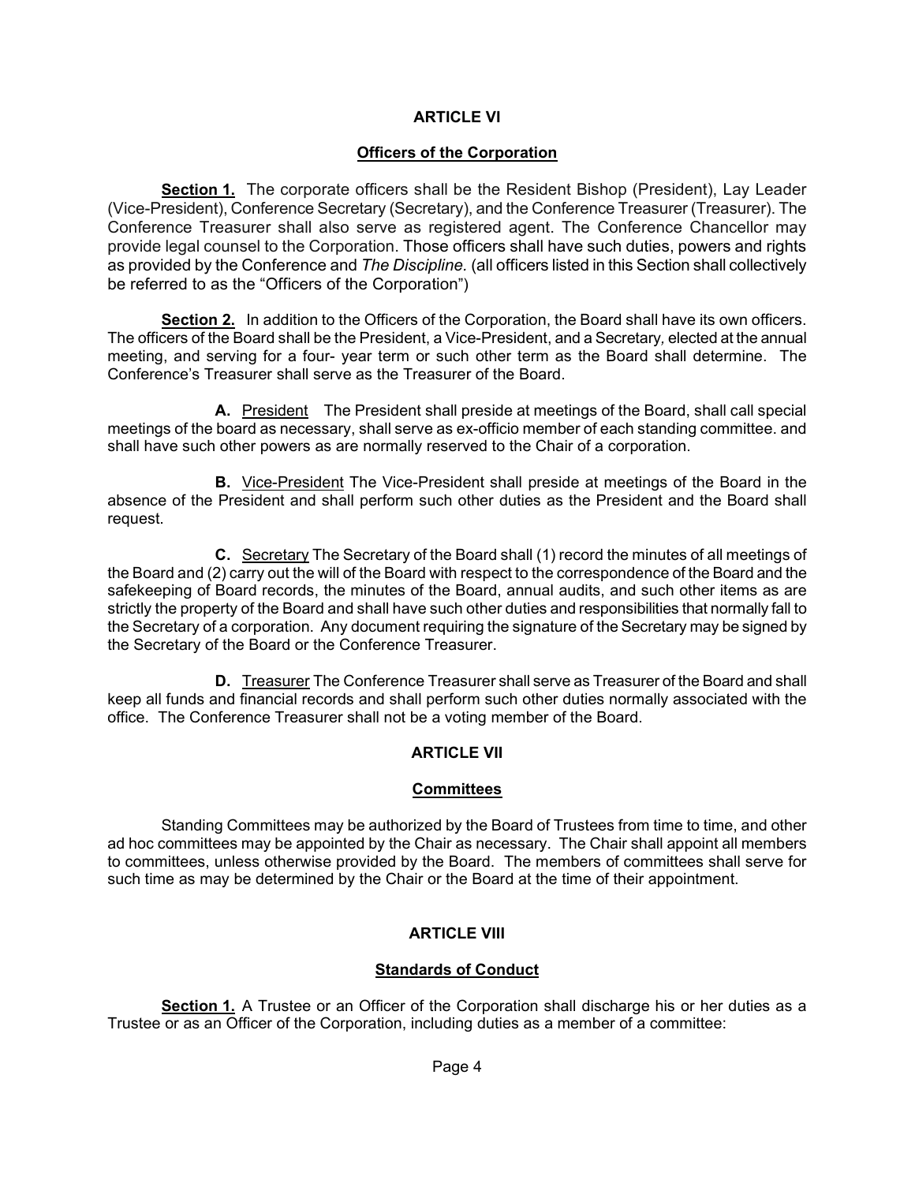## ARTICLE VI

### Officers of the Corporation

**Section 1.** The corporate officers shall be the Resident Bishop (President), Lay Leader (Vice-President), Conference Secretary (Secretary), and the Conference Treasurer (Treasurer). The Conference Treasurer shall also serve as registered agent. The Conference Chancellor may provide legal counsel to the Corporation. Those officers shall have such duties, powers and rights as provided by the Conference and *The Discipline.* (all officers listed in this Section shall collectively be referred to as the "Officers of the Corporation")

**Section 2.** In addition to the Officers of the Corporation, the Board shall have its own officers. The officers of the Board shall be the President, a Vice-President, and a Secretary, elected at the annual meeting, and serving for a four- year term or such other term as the Board shall determine. The Conference's Treasurer shall serve as the Treasurer of the Board.

**A.** President The President shall preside at meetings of the Board, shall call special meetings of the board as necessary, shall serve as ex-officio member of each standing committee. and shall have such other powers as are normally reserved to the Chair of a corporation.

**B.** Vice-President The Vice-President shall preside at meetings of the Board in the absence of the President and shall perform such other duties as the President and the Board shall request.

**C.** Secretary The Secretary of the Board shall (1) record the minutes of all meetings of the Board and (2) carry out the will of the Board with respect to the correspondence of the Board and the safekeeping of Board records, the minutes of the Board, annual audits, and such other items as are strictly the property of the Board and shall have such other duties and responsibilities that normally fall to the Secretary of a corporation. Any document requiring the signature of the Secretary may be signed by the Secretary of the Board or the Conference Treasurer.

**D.** Treasurer The Conference Treasurer shall serve as Treasurer of the Board and shall keep all funds and financial records and shall perform such other duties normally associated with the office. The Conference Treasurer shall not be a voting member of the Board.

## ARTICLE VII

### Committees

Standing Committees may be authorized by the Board of Trustees from time to time, and other ad hoc committees may be appointed by the Chair as necessary. The Chair shall appoint all members to committees, unless otherwise provided by the Board. The members of committees shall serve for such time as may be determined by the Chair or the Board at the time of their appointment.

## ARTICLE VIII

### Standards of Conduct

**Section 1.** A Trustee or an Officer of the Corporation shall discharge his or her duties as a Trustee or as an Officer of the Corporation, including duties as a member of a committee: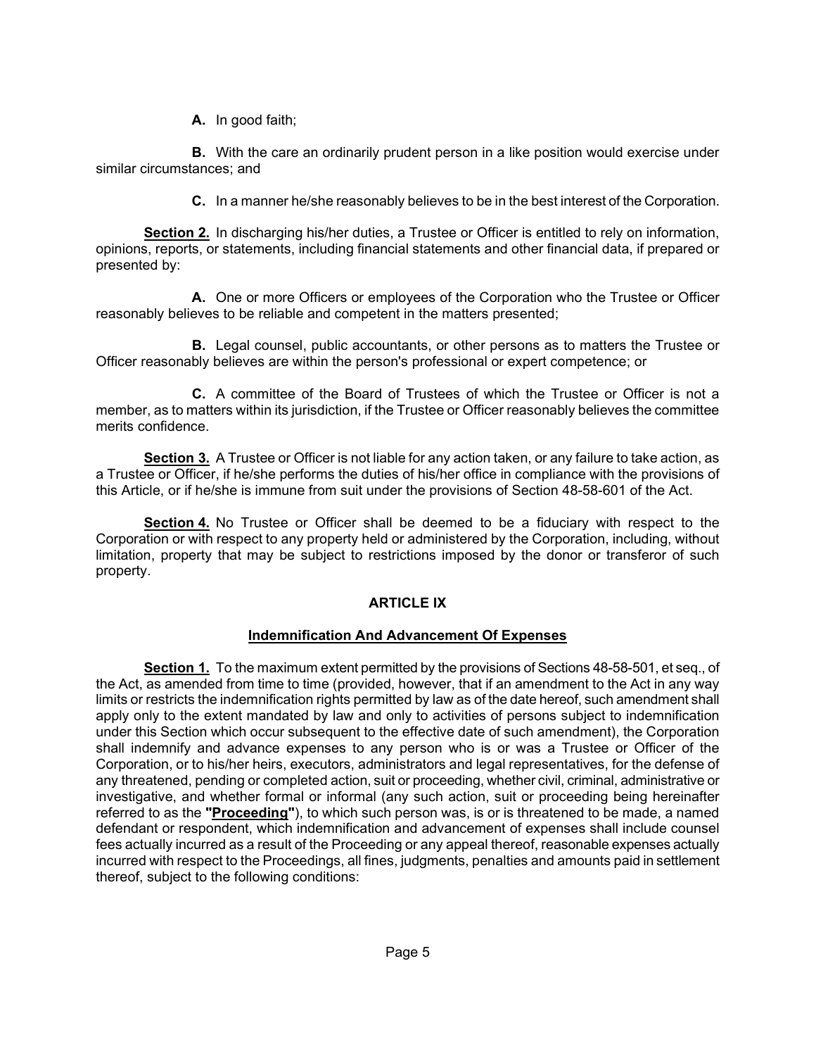**A.** In good faith;

**B.** With the care an ordinarily prudent person in a like position would exercise under similar circumstances; and

**C.** In a manner he/she reasonably believes to be in the best interest of the Corporation.

**Section 2.** In discharging his/her duties, a Trustee or Officer is entitled to rely on information, opinions, reports, or statements, including financial statements and other financial data, if prepared or presented by:

**A.** One or more Officers or employees of the Corporation who the Trustee or Officer reasonably believes to be reliable and competent in the matters presented;

**B.** Legal counsel, public accountants, or other persons as to matters the Trustee or Officer reasonably believes are within the person's professional or expert competence; or

**C.** A committee of the Board of Trustees of which the Trustee or Officer is not a member, as to matters within its jurisdiction, if the Trustee or Officer reasonably believes the committee merits confidence.

**Section 3.** A Trustee or Officer is not liable for any action taken, or any failure to take action, as a Trustee or Officer, if he/she performs the duties of his/her office in compliance with the provisions of this Article, or if he/she is immune from suit under the provisions of Section 48-58-601 of the Act.

**Section 4.** No Trustee or Officer shall be deemed to be a fiduciary with respect to the Corporation or with respect to any property held or administered by the Corporation, including, without limitation, property that may be subject to restrictions imposed by the donor or transferor of such property.

## ARTICLE IX

### Indemnification And Advancement Of Expenses

**Section 1.** To the maximum extent permitted by the provisions of Sections 48-58-501, et seq., of the Act, as amended from time to time (provided, however, that if an amendment to the Act in any way limits or restricts the indemnification rights permitted by law as of the date hereof, such amendment shall apply only to the extent mandated by law and only to activities of persons subject to indemnification under this Section which occur subsequent to the effective date of such amendment), the Corporation shall indemnify and advance expenses to any person who is or was a Trustee or Officer of the Corporation, or to his/her heirs, executors, administrators and legal representatives, for the defense of any threatened, pending or completed action, suit or proceeding, whether civil, criminal, administrative or investigative, and whether formal or informal (any such action, suit or proceeding being hereinafter referred to as the **"Proceeding"**), to which such person was, is or is threatened to be made, a named defendant or respondent, which indemnification and advancement of expenses shall include counsel fees actually incurred as a result of the Proceeding or any appeal thereof, reasonable expenses actually incurred with respect to the Proceedings, all fines, judgments, penalties and amounts paid in settlement thereof, subject to the following conditions: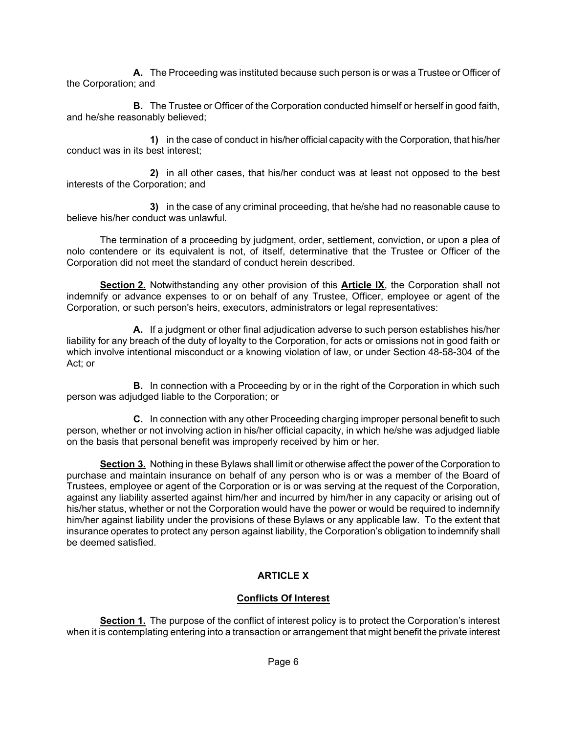**A.** The Proceeding was instituted because such person is or was a Trustee or Officer of the Corporation; and

**B.** The Trustee or Officer of the Corporation conducted himself or herself in good faith, and he/she reasonably believed;

**1)** in the case of conduct in his/her official capacity with the Corporation, that his/her conduct was in its best interest;

**2)** in all other cases, that his/her conduct was at least not opposed to the best interests of the Corporation; and

**3)** in the case of any criminal proceeding, that he/she had no reasonable cause to believe his/her conduct was unlawful.

The termination of a proceeding by judgment, order, settlement, conviction, or upon a plea of nolo contendere or its equivalent is not, of itself, determinative that the Trustee or Officer of the Corporation did not meet the standard of conduct herein described.

**<u>Section 2.</u>** Notwithstanding any other provision of this **<u>Article IX</u>**, the Corporation shall not indemnify or advance expenses to or on behalf of any Trustee, Officer, employee or agent of the Corporation, or such person's heirs, executors, administrators or legal representatives:

**A.** If a judgment or other final adjudication adverse to such person establishes his/her liability for any breach of the duty of loyalty to the Corporation, for acts or omissions not in good faith or which involve intentional misconduct or a knowing violation of law, or under Section 48-58-304 of the Act; or

**B.** In connection with a Proceeding by or in the right of the Corporation in which such person was adjudged liable to the Corporation; or

**C.** In connection with any other Proceeding charging improper personal benefit to such person, whether or not involving action in his/her official capacity, in which he/she was adjudged liable on the basis that personal benefit was improperly received by him or her.

**<u>Section 3.</u>** Nothing in these Bylaws shall limit or otherwise affect the power of the Corporation to purchase and maintain insurance on behalf of any person who is or was a member of the Board of Trustees, employee or agent of the Corporation or is or was serving at the request of the Corporation, against any liability asserted against him/her and incurred by him/her in any capacity or arising out of his/her status, whether or not the Corporation would have the power or would be required to indemnify him/her against liability under the provisions of these Bylaws or any applicable law. To the extent that insurance operates to protect any person against liability, the Corporation's obligation to indemnify shall be deemed satisfied.

## ARTICLE X

### <u>Conflicts Of Interest</u>

**<u>Section 1.</u>** The purpose of the conflict of interest policy is to protect the Corporation's interest when it is contemplating entering into a transaction or arrangement that might benefit the private interest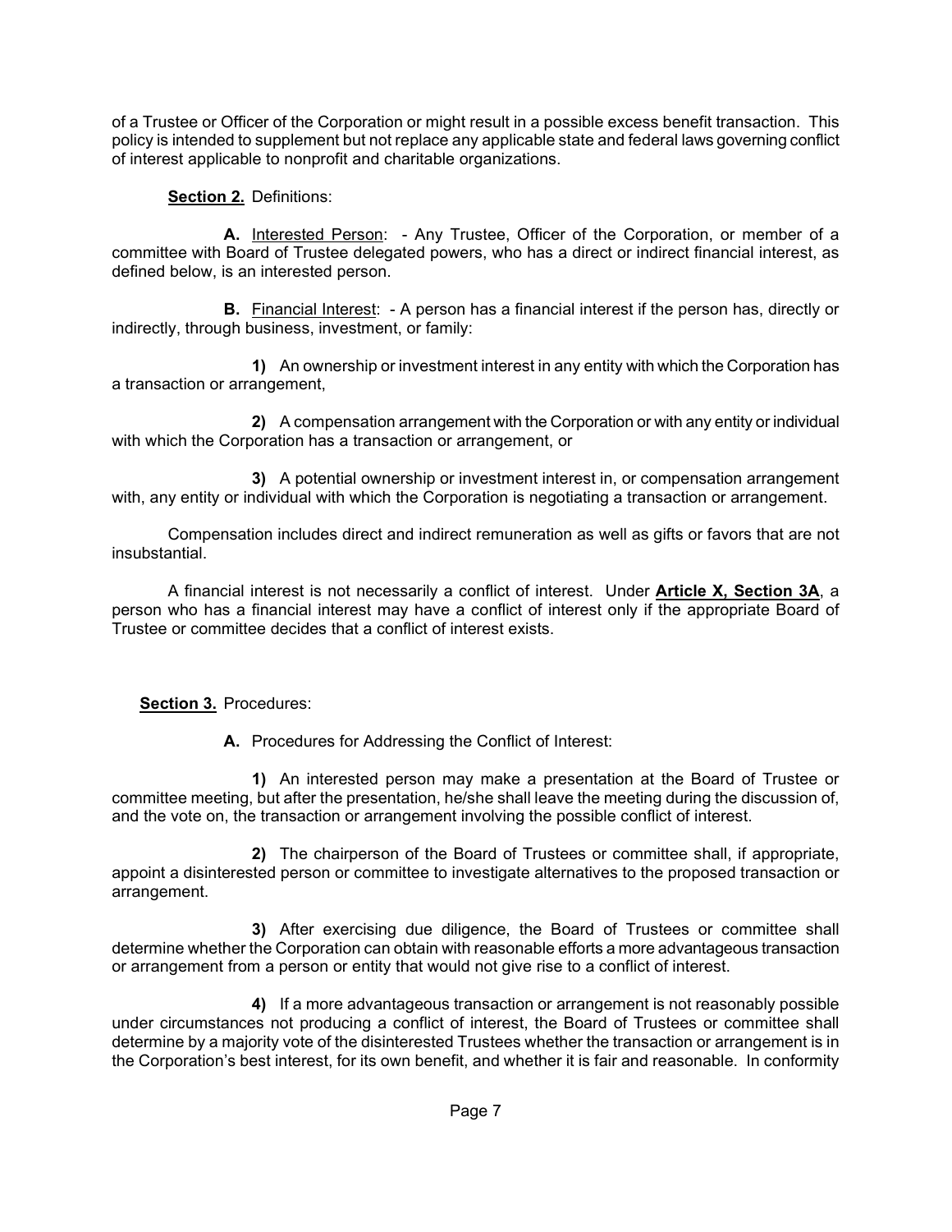of a Trustee or Officer of the Corporation or might result in a possible excess benefit transaction. This policy is intended to supplement but not replace any applicable state and federal laws governing conflict of interest applicable to nonprofit and charitable organizations.

**Section 2.** Definitions:

**A.** Interested Person: - Any Trustee, Officer of the Corporation, or member of a committee with Board of Trustee delegated powers, who has a direct or indirect financial interest, as defined below, is an interested person.

**B.** Financial Interest: - A person has a financial interest if the person has, directly or indirectly, through business, investment, or family:

**1)** An ownership or investment interest in any entity with which the Corporation has a transaction or arrangement,

**2)** A compensation arrangement with the Corporation or with any entity or individual with which the Corporation has a transaction or arrangement, or

**3)** A potential ownership or investment interest in, or compensation arrangement with, any entity or individual with which the Corporation is negotiating a transaction or arrangement.

Compensation includes direct and indirect remuneration as well as gifts or favors that are not insubstantial.

A financial interest is not necessarily a conflict of interest. Under **Article X, Section 3A**, a person who has a financial interest may have a conflict of interest only if the appropriate Board of Trustee or committee decides that a conflict of interest exists.

**Section 3.** Procedures:

**A.** Procedures for Addressing the Conflict of Interest:

**1)** An interested person may make a presentation at the Board of Trustee or committee meeting, but after the presentation, he/she shall leave the meeting during the discussion of, and the vote on, the transaction or arrangement involving the possible conflict of interest.

**2)** The chairperson of the Board of Trustees or committee shall, if appropriate, appoint a disinterested person or committee to investigate alternatives to the proposed transaction or arrangement.

**3)** After exercising due diligence, the Board of Trustees or committee shall determine whether the Corporation can obtain with reasonable efforts a more advantageous transaction or arrangement from a person or entity that would not give rise to a conflict of interest.

**4)** If a more advantageous transaction or arrangement is not reasonably possible under circumstances not producing a conflict of interest, the Board of Trustees or committee shall determine by a majority vote of the disinterested Trustees whether the transaction or arrangement is in the Corporation's best interest, for its own benefit, and whether it is fair and reasonable. In conformity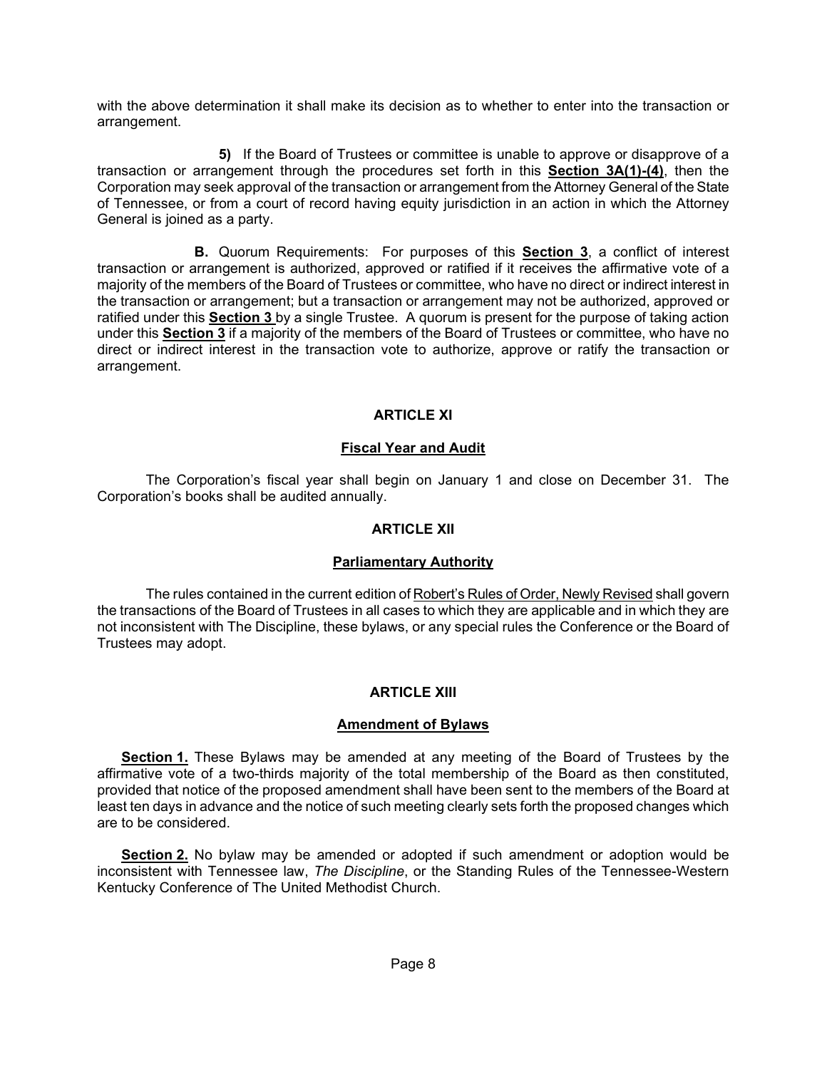with the above determination it shall make its decision as to whether to enter into the transaction or arrangement.

**5)** If the Board of Trustees or committee is unable to approve or disapprove of a transaction or arrangement through the procedures set forth in this **Section 3A(1)-(4)**, then the Corporation may seek approval of the transaction or arrangement from the Attorney General of the State of Tennessee, or from a court of record having equity jurisdiction in an action in which the Attorney General is joined as a party.

**B.** Quorum Requirements: For purposes of this **Section 3**, a conflict of interest transaction or arrangement is authorized, approved or ratified if it receives the affirmative vote of a majority of the members of the Board of Trustees or committee, who have no direct or indirect interest in the transaction or arrangement; but a transaction or arrangement may not be authorized, approved or ratified under this **Section 3** by a single Trustee. A quorum is present for the purpose of taking action under this **Section 3** if a majority of the members of the Board of Trustees or committee, who have no direct or indirect interest in the transaction vote to authorize, approve or ratify the transaction or arrangement.

## ARTICLE XI

### Fiscal Year and Audit

The Corporation's fiscal year shall begin on January 1 and close on December 31. The Corporation's books shall be audited annually.

## ARTICLE XII

### Parliamentary Authority

The rules contained in the current edition of Robert's Rules of Order, Newly Revised shall govern the transactions of the Board of Trustees in all cases to which they are applicable and in which they are not inconsistent with The Discipline, these bylaws, or any special rules the Conference or the Board of Trustees may adopt.

## ARTICLE XIII

### Amendment of Bylaws

**Section 1.** These Bylaws may be amended at any meeting of the Board of Trustees by the affirmative vote of a two-thirds majority of the total membership of the Board as then constituted, provided that notice of the proposed amendment shall have been sent to the members of the Board at least ten days in advance and the notice of such meeting clearly sets forth the proposed changes which are to be considered.

**Section 2.** No bylaw may be amended or adopted if such amendment or adoption would be inconsistent with Tennessee law, *The Discipline*, or the Standing Rules of the Tennessee-Western Kentucky Conference of The United Methodist Church.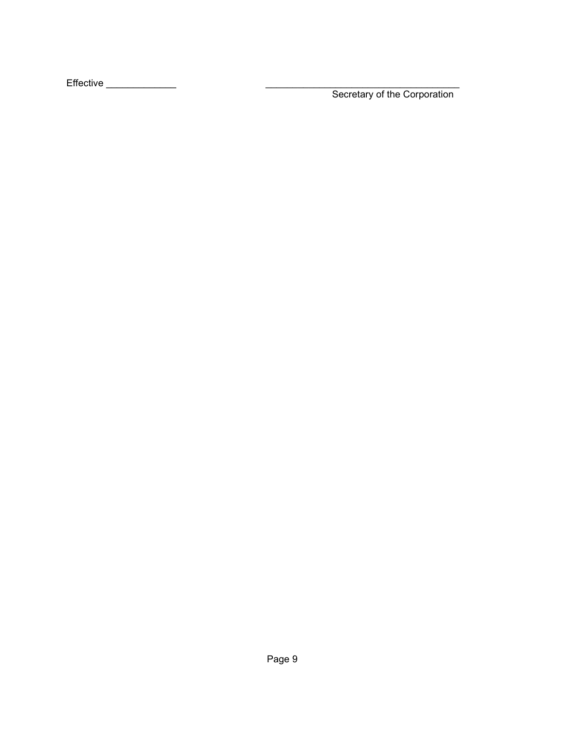Effective _____________ ___________________________________

Secretary of the Corporation